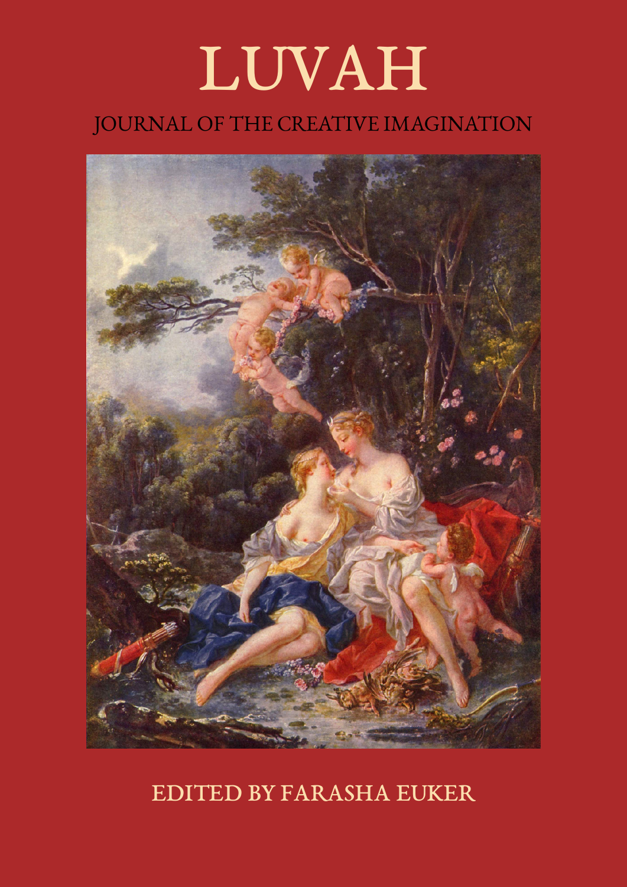# LUVAH

## JOURNAL OF THE CREATIVE IMAGINATION

EDITED BY FARASHA EUKER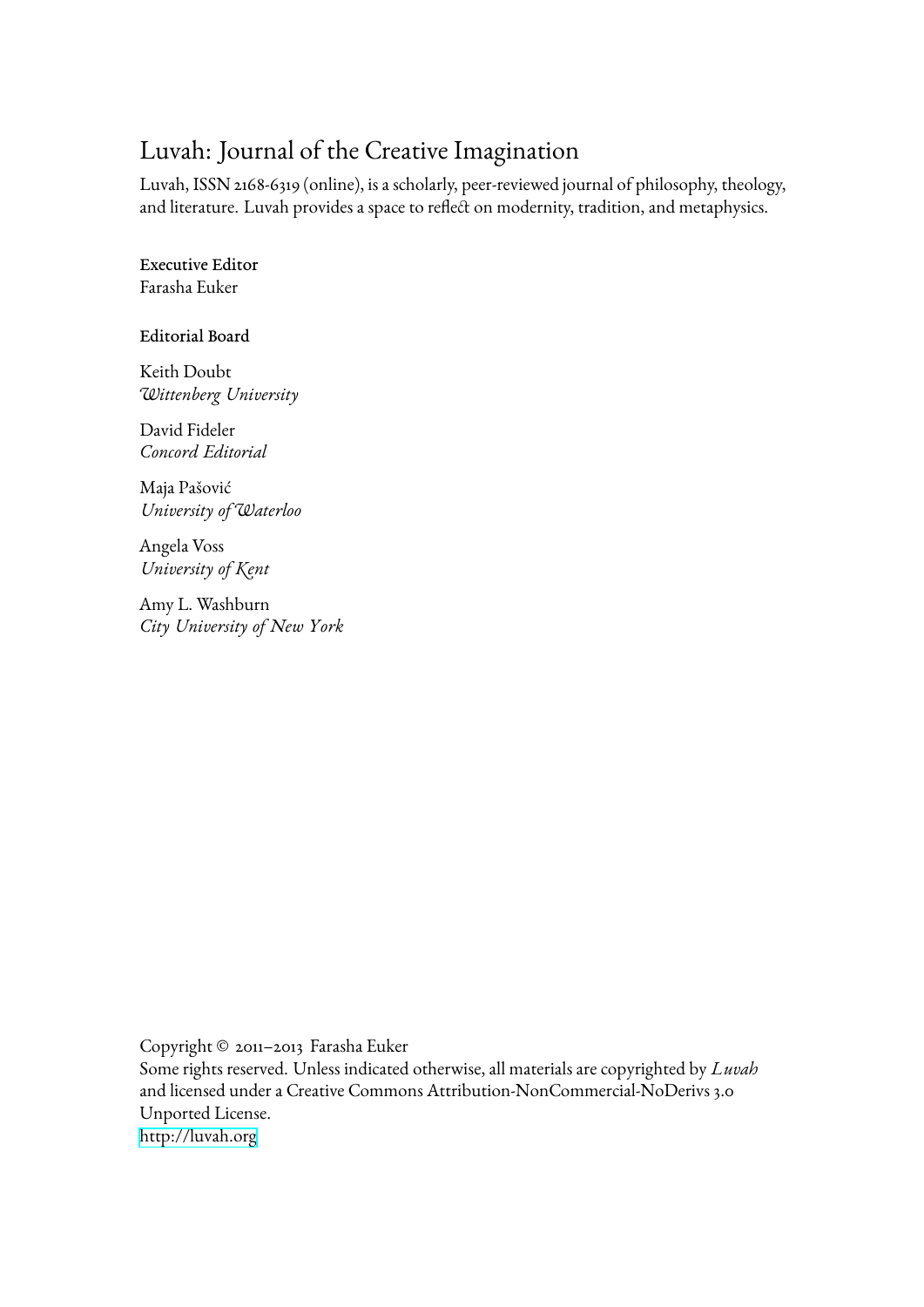# Luvah: Journal of the Creative Imagination

Luvah, ISSN 2168-6319 (online), is a scholarly, peer-reviewed journal of philosophy, theology, and literature. Luvah provides a space to reflect on modernity, tradition, and metaphysics.

**Executive Editor**
Farasha Euker

**Editorial Board**

Keith Doubt
*Wittenberg University*

David Fideler
*Concord Editorial*

Maja Pašović
*University of Waterloo*

Angela Voss
*University of Kent*

Amy L. Washburn
*City University of New York*

Copyright © 2011–2013 Farasha Euker
Some rights reserved. Unless indicated otherwise, all materials are copyrighted by *Luvah* and licensed under a Creative Commons Attribution-NonCommercial-NoDerivs 3.0 Unported License.
http://luvah.org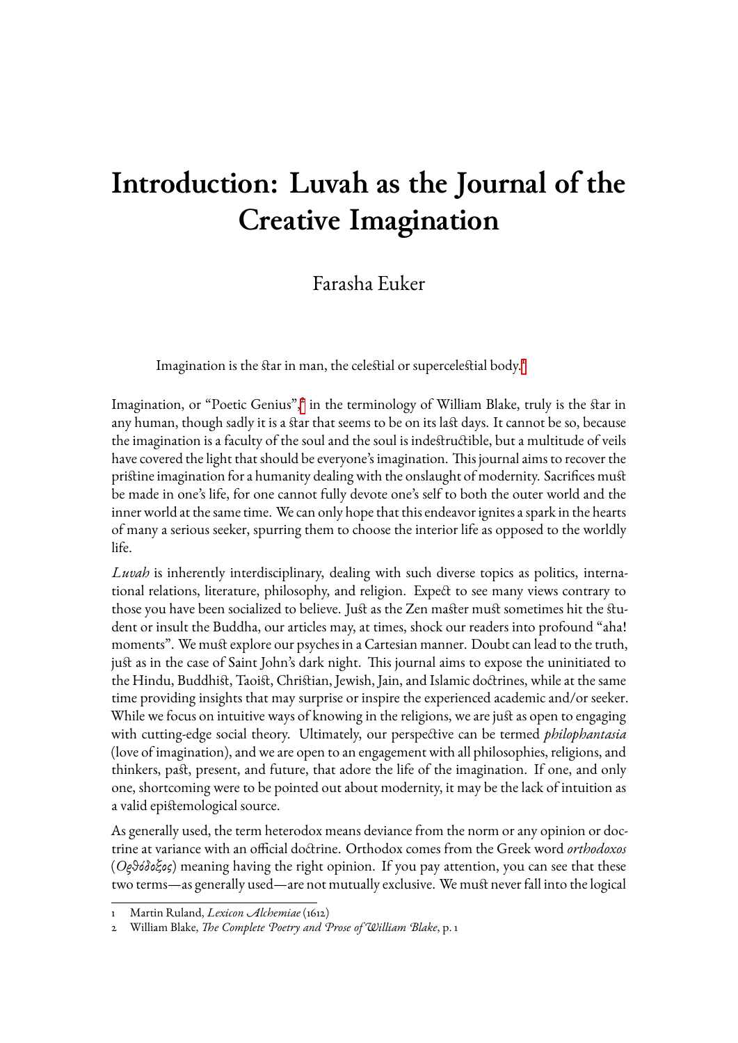# Introduction: Luvah as the Journal of the Creative Imagination

Farasha Euker

> Imagination is the star in man, the celestial or supercelestial body.[1]

Imagination, or "Poetic Genius",[2] in the terminology of William Blake, truly is the star in any human, though sadly it is a star that seems to be on its last days. It cannot be so, because the imagination is a faculty of the soul and the soul is indestructible, but a multitude of veils have covered the light that should be everyone's imagination. This journal aims to recover the pristine imagination for a humanity dealing with the onslaught of modernity. Sacrifices must be made in one's life, for one cannot fully devote one's self to both the outer world and the inner world at the same time. We can only hope that this endeavor ignites a spark in the hearts of many a serious seeker, spurring them to choose the interior life as opposed to the worldly life.

*Luvah* is inherently interdisciplinary, dealing with such diverse topics as politics, international relations, literature, philosophy, and religion. Expect to see many views contrary to those you have been socialized to believe. Just as the Zen master must sometimes hit the student or insult the Buddha, our articles may, at times, shock our readers into profound "aha! moments". We must explore our psyches in a Cartesian manner. Doubt can lead to the truth, just as in the case of Saint John's dark night. This journal aims to expose the uninitiated to the Hindu, Buddhist, Taoist, Christian, Jewish, Jain, and Islamic doctrines, while at the same time providing insights that may surprise or inspire the experienced academic and/or seeker. While we focus on intuitive ways of knowing in the religions, we are just as open to engaging with cutting-edge social theory. Ultimately, our perspective can be termed *philophantasia* (love of imagination), and we are open to an engagement with all philosophies, religions, and thinkers, past, present, and future, that adore the life of the imagination. If one, and only one, shortcoming were to be pointed out about modernity, it may be the lack of intuition as a valid epistemological source.

As generally used, the term heterodox means deviance from the norm or any opinion or doctrine at variance with an official doctrine. Orthodox comes from the Greek word *orthodoxos* (*Ορθόδοξος*) meaning having the right opinion. If you pay attention, you can see that these two terms—as generally used—are not mutually exclusive. We must never fall into the logical

---

1 Martin Ruland, *Lexicon Alchemiae* (1612)

2 William Blake, *The Complete Poetry and Prose of William Blake*, p. 1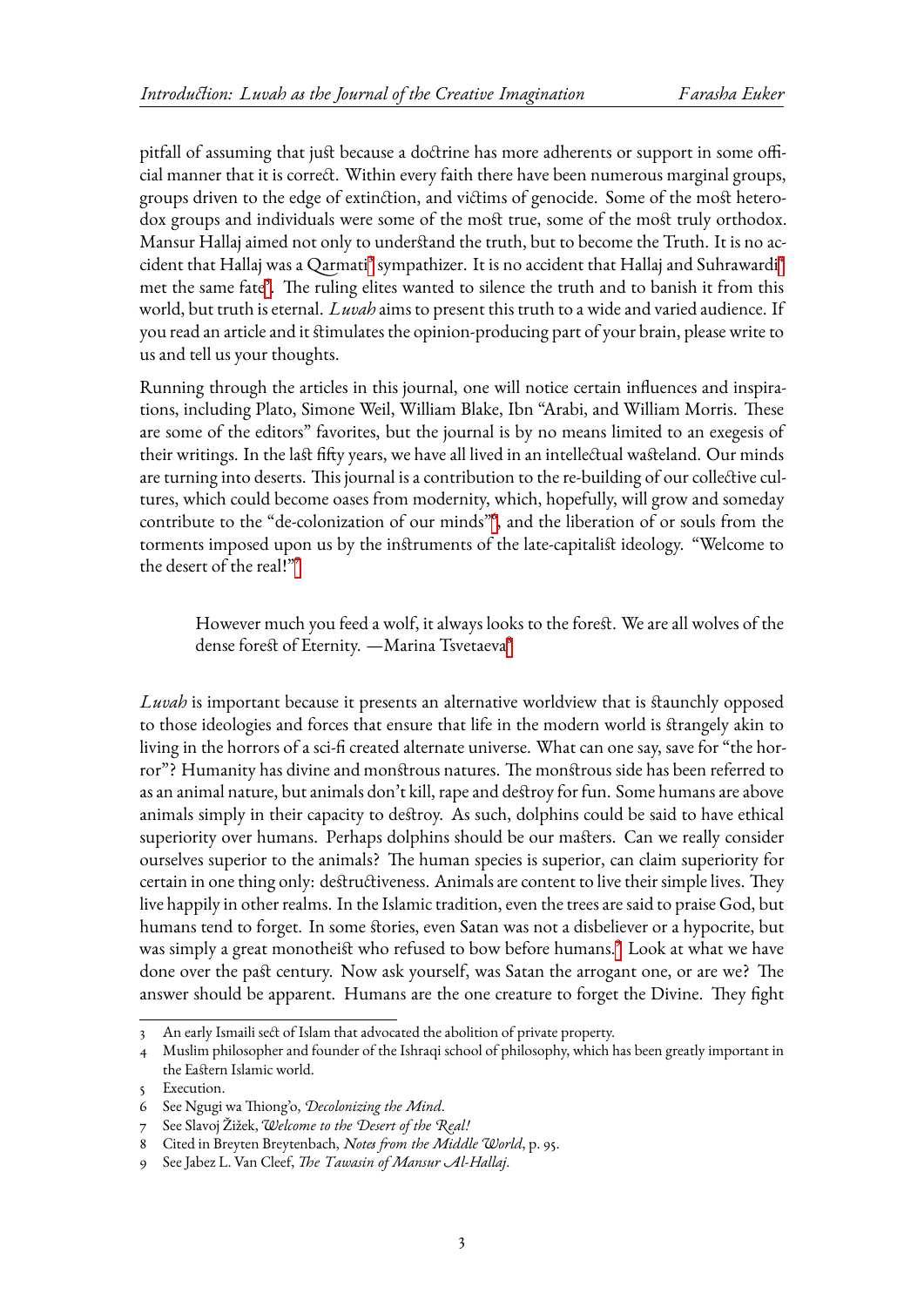pitfall of assuming that just because a doctrine has more adherents or support in some official manner that it is correct. Within every faith there have been numerous marginal groups, groups driven to the edge of extinction, and victims of genocide. Some of the most heterodox groups and individuals were some of the most true, some of the most truly orthodox. Mansur Hallaj aimed not only to understand the truth, but to become the Truth. It is no accident that Hallaj was a Qarmati[3] sympathizer. It is no accident that Hallaj and Suhrawardi[4] met the same fate[5]. The ruling elites wanted to silence the truth and to banish it from this world, but truth is eternal. *Luvah* aims to present this truth to a wide and varied audience. If you read an article and it stimulates the opinion-producing part of your brain, please write to us and tell us your thoughts.

Running through the articles in this journal, one will notice certain influences and inspirations, including Plato, Simone Weil, William Blake, Ibn "Arabi, and William Morris. These are some of the editors" favorites, but the journal is by no means limited to an exegesis of their writings. In the last fifty years, we have all lived in an intellectual wasteland. Our minds are turning into deserts. This journal is a contribution to the re-building of our collective cultures, which could become oases from modernity, which, hopefully, will grow and someday contribute to the "de-colonization of our minds"[6], and the liberation of or souls from the torments imposed upon us by the instruments of the late-capitalist ideology. "Welcome to the desert of the real!"[7]

> However much you feed a wolf, it always looks to the forest. We are all wolves of the dense forest of Eternity. —Marina Tsvetaeva[8]

*Luvah* is important because it presents an alternative worldview that is staunchly opposed to those ideologies and forces that ensure that life in the modern world is strangely akin to living in the horrors of a sci-fi created alternate universe. What can one say, save for "the horror"? Humanity has divine and monstrous natures. The monstrous side has been referred to as an animal nature, but animals don't kill, rape and destroy for fun. Some humans are above animals simply in their capacity to destroy. As such, dolphins could be said to have ethical superiority over humans. Perhaps dolphins should be our masters. Can we really consider ourselves superior to the animals? The human species is superior, can claim superiority for certain in one thing only: destructiveness. Animals are content to live their simple lives. They live happily in other realms. In the Islamic tradition, even the trees are said to praise God, but humans tend to forget. In some stories, even Satan was not a disbeliever or a hypocrite, but was simply a great monotheist who refused to bow before humans.[9] Look at what we have done over the past century. Now ask yourself, was Satan the arrogant one, or are we? The answer should be apparent. Humans are the one creature to forget the Divine. They fight

---

3 An early Ismaili sect of Islam that advocated the abolition of private property.

4 Muslim philosopher and founder of the Ishraqi school of philosophy, which has been greatly important in the Eastern Islamic world.

5 Execution.

6 See Ngugi wa Thiong'o, *Decolonizing the Mind*.

7 See Slavoj Žižek, *Welcome to the Desert of the Real!*

8 Cited in Breyten Breytenbach, *Notes from the Middle World*, p. 95.

9 See Jabez L. Van Cleef, *The Tawasin of Mansur Al-Hallaj*.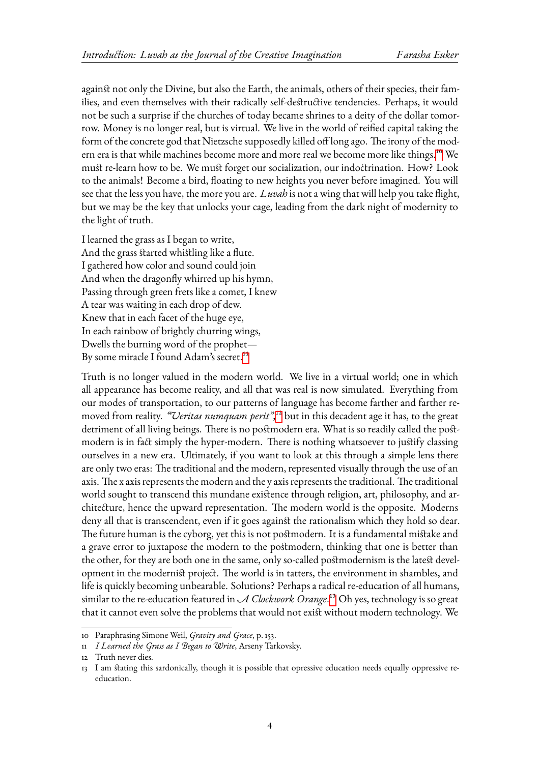against not only the Divine, but also the Earth, the animals, others of their species, their families, and even themselves with their radically self-destructive tendencies. Perhaps, it would not be such a surprise if the churches of today became shrines to a deity of the dollar tomorrow. Money is no longer real, but is virtual. We live in the world of reified capital taking the form of the concrete god that Nietzsche supposedly killed off long ago. The irony of the modern era is that while machines become more and more real we become more like things.[10] We must re-learn how to be. We must forget our socialization, our indoctrination. How? Look to the animals! Become a bird, floating to new heights you never before imagined. You will see that the less you have, the more you are. *Luvah* is not a wing that will help you take flight, but we may be the key that unlocks your cage, leading from the dark night of modernity to the light of truth.

I learned the grass as I began to write,  
And the grass started whistling like a flute.  
I gathered how color and sound could join  
And when the dragonfly whirred up his hymn,  
Passing through green frets like a comet, I knew  
A tear was waiting in each drop of dew.  
Knew that in each facet of the huge eye,  
In each rainbow of brightly churring wings,  
Dwells the burning word of the prophet—  
By some miracle I found Adam's secret.[11]

Truth is no longer valued in the modern world. We live in a virtual world; one in which all appearance has become reality, and all that was real is now simulated. Everything from our modes of transportation, to our patterns of language has become farther and farther removed from reality. *"Veritas numquam perit"*,[12] but in this decadent age it has, to the great detriment of all living beings. There is no postmodern era. What is so readily called the postmodern is in fact simply the hyper-modern. There is nothing whatsoever to justify classing ourselves in a new era. Ultimately, if you want to look at this through a simple lens there are only two eras: The traditional and the modern, represented visually through the use of an axis. The x axis represents the modern and the y axis represents the traditional. The traditional world sought to transcend this mundane existence through religion, art, philosophy, and architecture, hence the upward representation. The modern world is the opposite. Moderns deny all that is transcendent, even if it goes against the rationalism which they hold so dear. The future human is the cyborg, yet this is not postmodern. It is a fundamental mistake and a grave error to juxtapose the modern to the postmodern, thinking that one is better than the other, for they are both one in the same, only so-called postmodernism is the latest development in the modernist project. The world is in tatters, the environment in shambles, and life is quickly becoming unbearable. Solutions? Perhaps a radical re-education of all humans, similar to the re-education featured in *A Clockwork Orange*.[13] Oh yes, technology is so great that it cannot even solve the problems that would not exist without modern technology. We

---

10 Paraphrasing Simone Weil, *Gravity and Grace*, p. 153.

11 *I Learned the Grass as I Began to Write*, Arseny Tarkovsky.

12 Truth never dies.

13 I am stating this sardonically, though it is possible that opressive education needs equally oppressive re-education.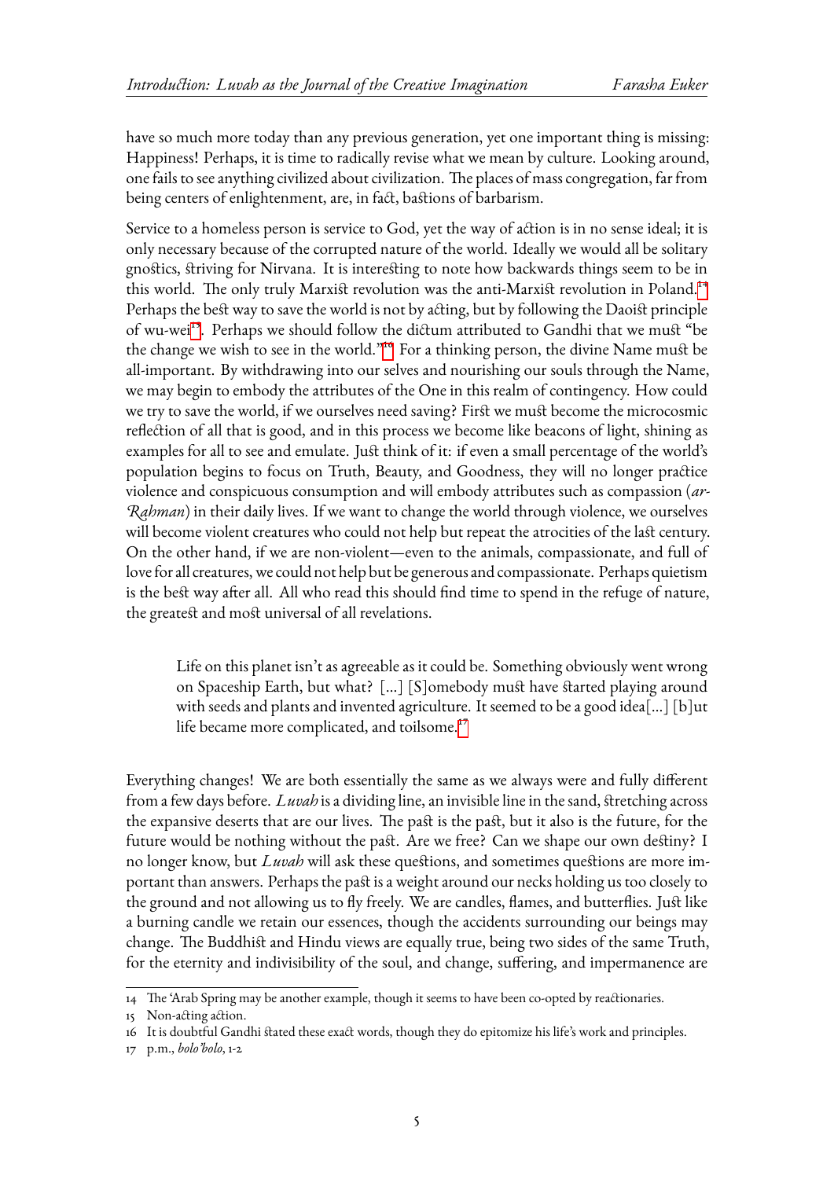have so much more today than any previous generation, yet one important thing is missing: Happiness! Perhaps, it is time to radically revise what we mean by culture. Looking around, one fails to see anything civilized about civilization. The places of mass congregation, far from being centers of enlightenment, are, in fact, bastions of barbarism.

Service to a homeless person is service to God, yet the way of action is in no sense ideal; it is only necessary because of the corrupted nature of the world. Ideally we would all be solitary gnostics, striving for Nirvana. It is interesting to note how backwards things seem to be in this world. The only truly Marxist revolution was the anti-Marxist revolution in Poland.[14] Perhaps the best way to save the world is not by acting, but by following the Daoist principle of wu-wei[15]. Perhaps we should follow the dictum attributed to Gandhi that we must "be the change we wish to see in the world."[16] For a thinking person, the divine Name must be all-important. By withdrawing into our selves and nourishing our souls through the Name, we may begin to embody the attributes of the One in this realm of contingency. How could we try to save the world, if we ourselves need saving? First we must become the microcosmic reflection of all that is good, and in this process we become like beacons of light, shining as examples for all to see and emulate. Just think of it: if even a small percentage of the world's population begins to focus on Truth, Beauty, and Goodness, they will no longer practice violence and conspicuous consumption and will embody attributes such as compassion (*ar-Raḥman*) in their daily lives. If we want to change the world through violence, we ourselves will become violent creatures who could not help but repeat the atrocities of the last century. On the other hand, if we are non-violent—even to the animals, compassionate, and full of love for all creatures, we could not help but be generous and compassionate. Perhaps quietism is the best way after all. All who read this should find time to spend in the refuge of nature, the greatest and most universal of all revelations.

> Life on this planet isn't as agreeable as it could be. Something obviously went wrong on Spaceship Earth, but what? [...] [S]omebody must have started playing around with seeds and plants and invented agriculture. It seemed to be a good idea[...] [b]ut life became more complicated, and toilsome.[17]

Everything changes! We are both essentially the same as we always were and fully different from a few days before. *Luvah* is a dividing line, an invisible line in the sand, stretching across the expansive deserts that are our lives. The past is the past, but it also is the future, for the future would be nothing without the past. Are we free? Can we shape our own destiny? I no longer know, but *Luvah* will ask these questions, and sometimes questions are more important than answers. Perhaps the past is a weight around our necks holding us too closely to the ground and not allowing us to fly freely. We are candles, flames, and butterflies. Just like a burning candle we retain our essences, though the accidents surrounding our beings may change. The Buddhist and Hindu views are equally true, being two sides of the same Truth, for the eternity and indivisibility of the soul, and change, suffering, and impermanence are

---

14 The 'Arab Spring may be another example, though it seems to have been co-opted by reactionaries.

15 Non-acting action.

16 It is doubtful Gandhi stated these exact words, though they do epitomize his life's work and principles.

17 p.m., *bolo'bolo*, 1-2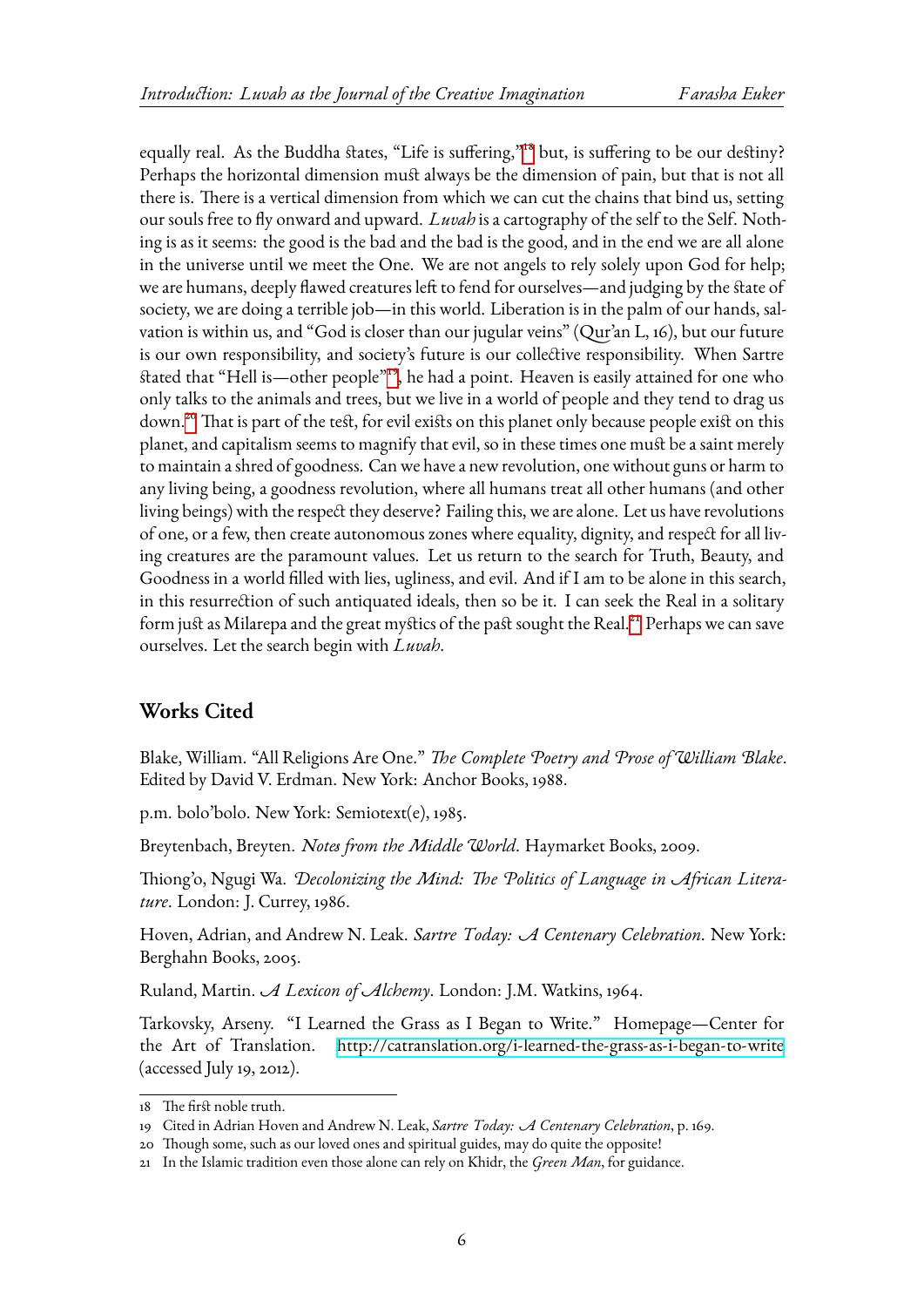equally real. As the Buddha states, "Life is suffering,"[18] but, is suffering to be our destiny? Perhaps the horizontal dimension must always be the dimension of pain, but that is not all there is. There is a vertical dimension from which we can cut the chains that bind us, setting our souls free to fly onward and upward. *Luvah* is a cartography of the self to the Self. Nothing is as it seems: the good is the bad and the bad is the good, and in the end we are all alone in the universe until we meet the One. We are not angels to rely solely upon God for help; we are humans, deeply flawed creatures left to fend for ourselves—and judging by the state of society, we are doing a terrible job—in this world. Liberation is in the palm of our hands, salvation is within us, and "God is closer than our jugular veins" (Qur'an L, 16), but our future is our own responsibility, and society's future is our collective responsibility. When Sartre stated that "Hell is—other people"[19], he had a point. Heaven is easily attained for one who only talks to the animals and trees, but we live in a world of people and they tend to drag us down.[20] That is part of the test, for evil exists on this planet only because people exist on this planet, and capitalism seems to magnify that evil, so in these times one must be a saint merely to maintain a shred of goodness. Can we have a new revolution, one without guns or harm to any living being, a goodness revolution, where all humans treat all other humans (and other living beings) with the respect they deserve? Failing this, we are alone. Let us have revolutions of one, or a few, then create autonomous zones where equality, dignity, and respect for all living creatures are the paramount values. Let us return to the search for Truth, Beauty, and Goodness in a world filled with lies, ugliness, and evil. And if I am to be alone in this search, in this resurrection of such antiquated ideals, then so be it. I can seek the Real in a solitary form just as Milarepa and the great mystics of the past sought the Real.[21] Perhaps we can save ourselves. Let the search begin with *Luvah*.

## Works Cited

Blake, William. "All Religions Are One." *The Complete Poetry and Prose of William Blake*. Edited by David V. Erdman. New York: Anchor Books, 1988.

p.m. bolo'bolo. New York: Semiotext(e), 1985.

Breytenbach, Breyten. *Notes from the Middle World*. Haymarket Books, 2009.

Thiong'o, Ngugi Wa. *Decolonizing the Mind: The Politics of Language in African Literature*. London: J. Currey, 1986.

Hoven, Adrian, and Andrew N. Leak. *Sartre Today: A Centenary Celebration*. New York: Berghahn Books, 2005.

Ruland, Martin. *A Lexicon of Alchemy*. London: J.M. Watkins, 1964.

Tarkovsky, Arseny. "I Learned the Grass as I Began to Write." Homepage—Center for the Art of Translation. http://catranslation.org/i-learned-the-grass-as-i-began-to-write (accessed July 19, 2012).

---

18 The first noble truth.

19 Cited in Adrian Hoven and Andrew N. Leak, *Sartre Today: A Centenary Celebration*, p. 169.

20 Though some, such as our loved ones and spiritual guides, may do quite the opposite!

21 In the Islamic tradition even those alone can rely on Khidr, the *Green Man*, for guidance.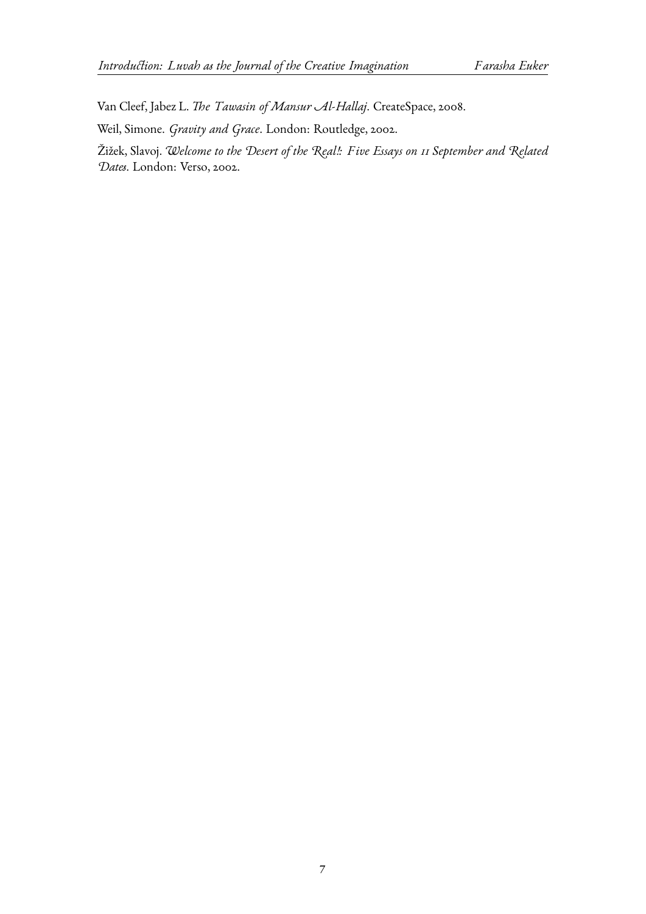Van Cleef, Jabez L. *The Tawasin of Mansur Al-Hallaj*. CreateSpace, 2008.

Weil, Simone. *Gravity and Grace*. London: Routledge, 2002.

Žižek, Slavoj. *Welcome to the Desert of the Real!: Five Essays on 11 September and Related Dates*. London: Verso, 2002.